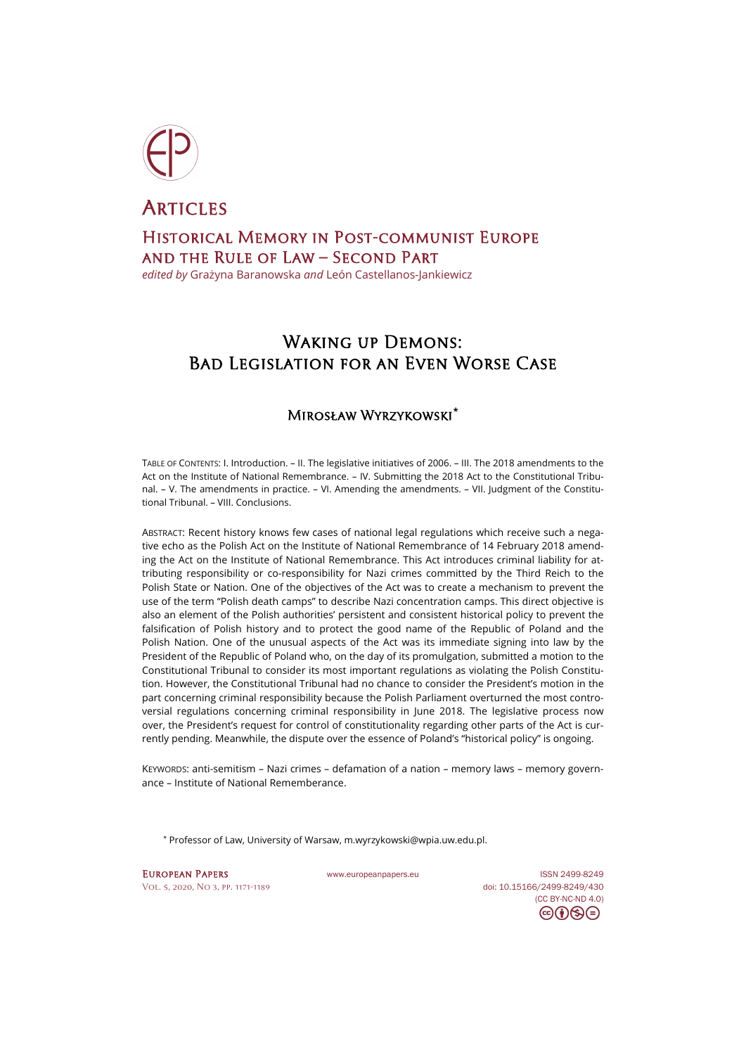# Articles

## Historical Memory in Post-communist Europe and the Rule of Law – Second Part

*edited by* Grażyna Baranowska *and* León Castellanos-Jankiewicz

# Waking up Demons: Bad Legislation for an Even Worse Case

## Mirosław Wyrzykowski*

TABLE OF CONTENTS: I. Introduction. – II. The legislative initiatives of 2006. – III. The 2018 amendments to the Act on the Institute of National Remembrance. – IV. Submitting the 2018 Act to the Constitutional Tribunal. – V. The amendments in practice. – VI. Amending the amendments. – VII. Judgment of the Constitutional Tribunal. – VIII. Conclusions.

ABSTRACT: Recent history knows few cases of national legal regulations which receive such a negative echo as the Polish Act on the Institute of National Remembrance of 14 February 2018 amending the Act on the Institute of National Remembrance. This Act introduces criminal liability for attributing responsibility or co-responsibility for Nazi crimes committed by the Third Reich to the Polish State or Nation. One of the objectives of the Act was to create a mechanism to prevent the use of the term "Polish death camps" to describe Nazi concentration camps. This direct objective is also an element of the Polish authorities' persistent and consistent historical policy to prevent the falsification of Polish history and to protect the good name of the Republic of Poland and the Polish Nation. One of the unusual aspects of the Act was its immediate signing into law by the President of the Republic of Poland who, on the day of its promulgation, submitted a motion to the Constitutional Tribunal to consider its most important regulations as violating the Polish Constitution. However, the Constitutional Tribunal had no chance to consider the President's motion in the part concerning criminal responsibility because the Polish Parliament overturned the most controversial regulations concerning criminal responsibility in June 2018. The legislative process now over, the President's request for control of constitutionality regarding other parts of the Act is currently pending. Meanwhile, the dispute over the essence of Poland's "historical policy" is ongoing.

KEYWORDS: anti-semitism – Nazi crimes – defamation of a nation – memory laws – memory governance – Institute of National Rememberance.

\* Professor of Law, University of Warsaw, m.wyrzykowski@wpia.uw.edu.pl.

www.europeanpapers.eu

ISSN 2499-8249
doi: 10.15166/2499-8249/430
(CC BY-NC-ND 4.0)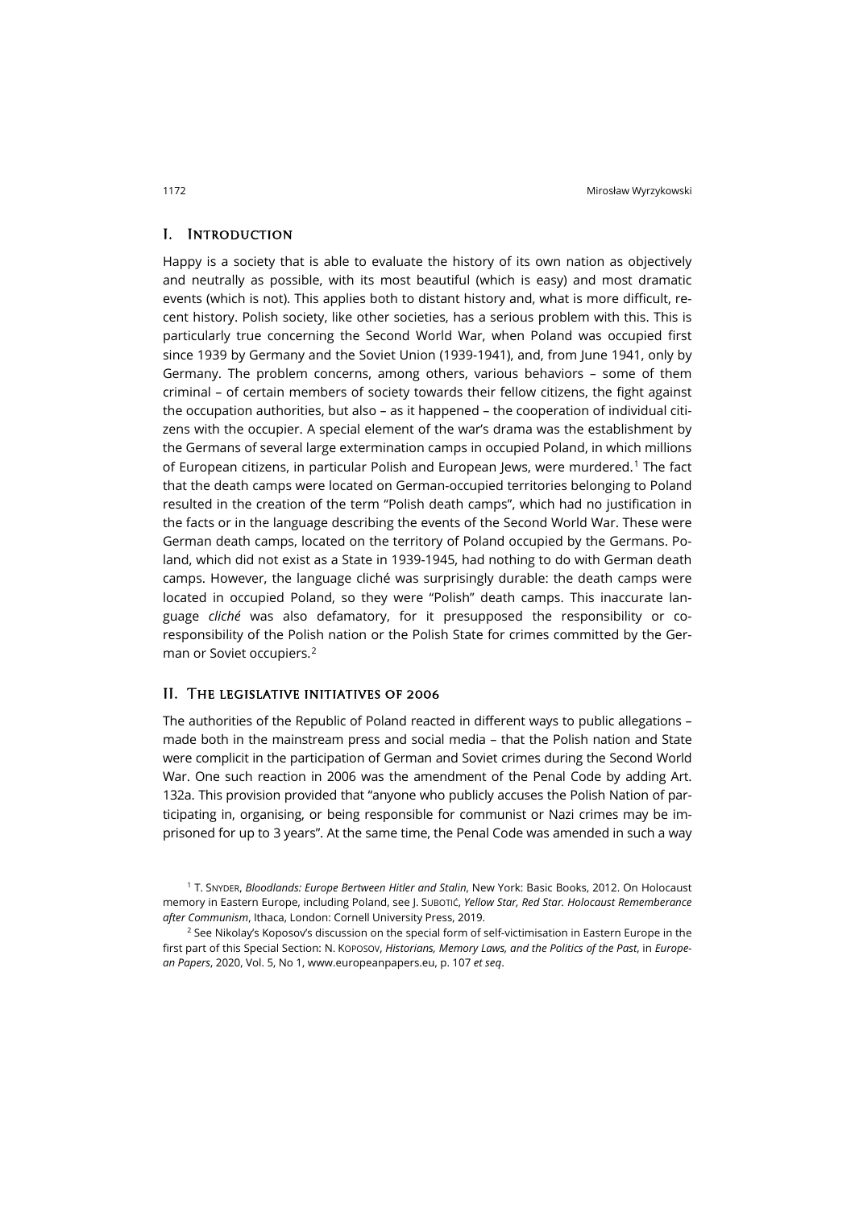## I. Introduction

Happy is a society that is able to evaluate the history of its own nation as objectively and neutrally as possible, with its most beautiful (which is easy) and most dramatic events (which is not). This applies both to distant history and, what is more difficult, recent history. Polish society, like other societies, has a serious problem with this. This is particularly true concerning the Second World War, when Poland was occupied first since 1939 by Germany and the Soviet Union (1939-1941), and, from June 1941, only by Germany. The problem concerns, among others, various behaviors – some of them criminal – of certain members of society towards their fellow citizens, the fight against the occupation authorities, but also – as it happened – the cooperation of individual citizens with the occupier. A special element of the war's drama was the establishment by the Germans of several large extermination camps in occupied Poland, in which millions of European citizens, in particular Polish and European Jews, were murdered.[1] The fact that the death camps were located on German-occupied territories belonging to Poland resulted in the creation of the term "Polish death camps", which had no justification in the facts or in the language describing the events of the Second World War. These were German death camps, located on the territory of Poland occupied by the Germans. Poland, which did not exist as a State in 1939-1945, had nothing to do with German death camps. However, the language cliché was surprisingly durable: the death camps were located in occupied Poland, so they were "Polish" death camps. This inaccurate language *cliché* was also defamatory, for it presupposed the responsibility or co-responsibility of the Polish nation or the Polish State for crimes committed by the German or Soviet occupiers.[2]

## II. The legislative initiatives of 2006

The authorities of the Republic of Poland reacted in different ways to public allegations – made both in the mainstream press and social media – that the Polish nation and State were complicit in the participation of German and Soviet crimes during the Second World War. One such reaction in 2006 was the amendment of the Penal Code by adding Art. 132a. This provision provided that "anyone who publicly accuses the Polish Nation of participating in, organising, or being responsible for communist or Nazi crimes may be imprisoned for up to 3 years". At the same time, the Penal Code was amended in such a way

---

[1] T. Snyder, *Bloodlands: Europe Berlween Hitler and Stalin*, New York: Basic Books, 2012. On Holocaust memory in Eastern Europe, including Poland, see J. Subotić, *Yellow Star, Red Star. Holocaust Rememberance after Communism*, Ithaca, London: Cornell University Press, 2019.

[2] See Nikolay's Koposov's discussion on the special form of self-victimisation in Eastern Europe in the first part of this Special Section: N. Koposov, *Historians, Memory Laws, and the Politics of the Past*, in *European Papers*, 2020, Vol. 5, No 1, www.europeanpapers.eu, p. 107 *et seq*.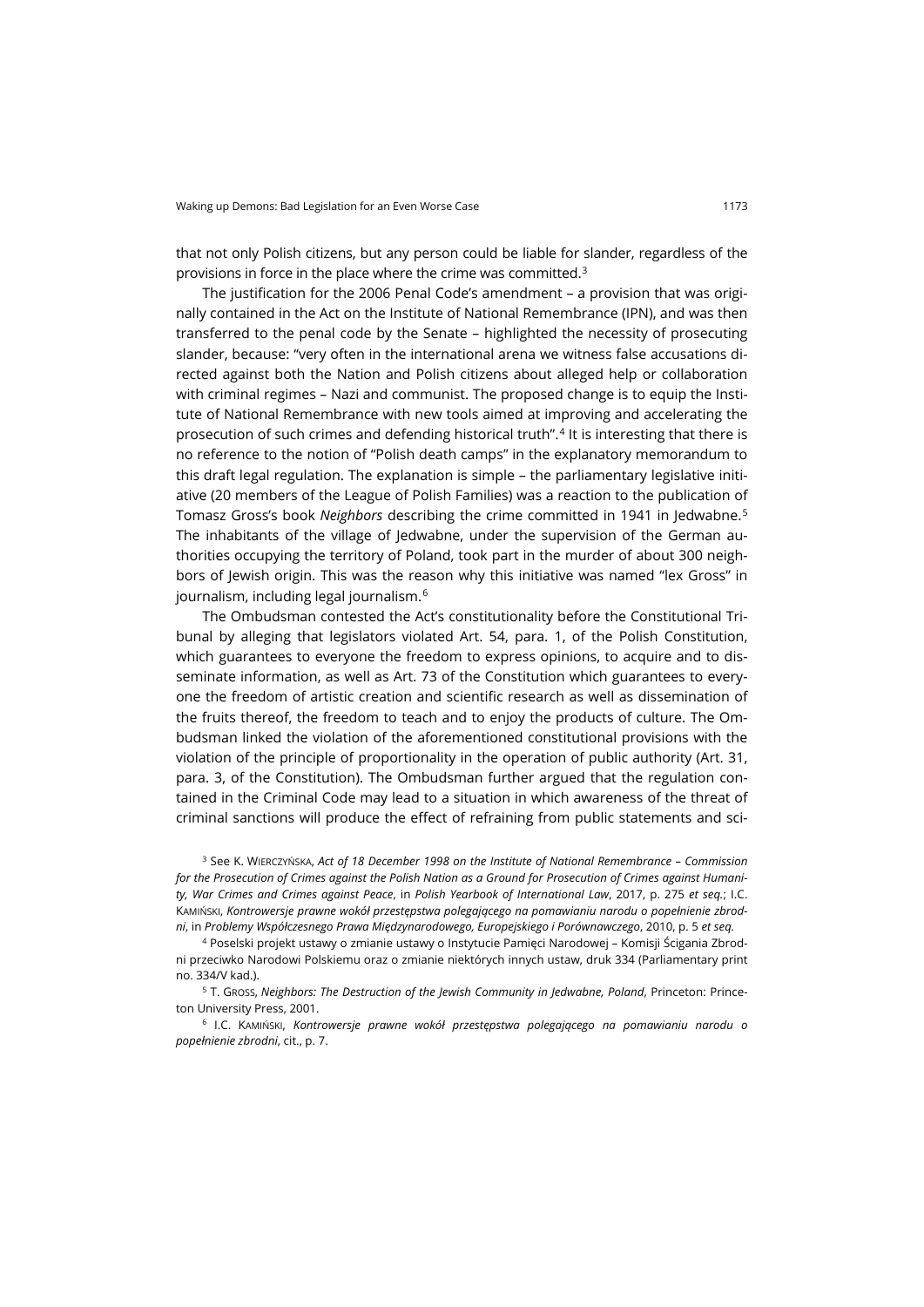that not only Polish citizens, but any person could be liable for slander, regardless of the provisions in force in the place where the crime was committed.[3]

The justification for the 2006 Penal Code's amendment – a provision that was originally contained in the Act on the Institute of National Remembrance (IPN), and was then transferred to the penal code by the Senate – highlighted the necessity of prosecuting slander, because: "very often in the international arena we witness false accusations directed against both the Nation and Polish citizens about alleged help or collaboration with criminal regimes – Nazi and communist. The proposed change is to equip the Institute of National Remembrance with new tools aimed at improving and accelerating the prosecution of such crimes and defending historical truth".[4] It is interesting that there is no reference to the notion of "Polish death camps" in the explanatory memorandum to this draft legal regulation. The explanation is simple – the parliamentary legislative initiative (20 members of the League of Polish Families) was a reaction to the publication of Tomasz Gross's book *Neighbors* describing the crime committed in 1941 in Jedwabne.[5] The inhabitants of the village of Jedwabne, under the supervision of the German authorities occupying the territory of Poland, took part in the murder of about 300 neighbors of Jewish origin. This was the reason why this initiative was named "lex Gross" in journalism, including legal journalism.[6]

The Ombudsman contested the Act's constitutionality before the Constitutional Tribunal by alleging that legislators violated Art. 54, para. 1, of the Polish Constitution, which guarantees to everyone the freedom to express opinions, to acquire and to disseminate information, as well as Art. 73 of the Constitution which guarantees to everyone the freedom of artistic creation and scientific research as well as dissemination of the fruits thereof, the freedom to teach and to enjoy the products of culture. The Ombudsman linked the violation of the aforementioned constitutional provisions with the violation of the principle of proportionality in the operation of public authority (Art. 31, para. 3, of the Constitution). The Ombudsman further argued that the regulation contained in the Criminal Code may lead to a situation in which awareness of the threat of criminal sanctions will produce the effect of refraining from public statements and sci-

[3] See K. Wierczyńska, *Act of 18 December 1998 on the Institute of National Remembrance – Commission for the Prosecution of Crimes against the Polish Nation as a Ground for Prosecution of Crimes against Humanity, War Crimes and Crimes against Peace*, in *Polish Yearbook of International Law*, 2017, p. 275 *et seq.*; I.C. Kamiński, *Kontrowersje prawne wokół przestępstwa polegającego na pomawianiu narodu o popełnienie zbrodni*, in *Problemy Współczesnego Prawa Międzynarodowego, Europejskiego i Porównawczego*, 2010, p. 5 *et seq.*

[4] Poselski projekt ustawy o zmianie ustawy o Instytucie Pamięci Narodowej – Komisji Ścigania Zbrodni przeciwko Narodowi Polskiemu oraz o zmianie niektórych innych ustaw, druk 334 (Parliamentary print no. 334/V kad.).

[5] T. Gross, *Neighbors: The Destruction of the Jewish Community in Jedwabne, Poland*, Princeton: Princeton University Press, 2001.

[6] I.C. Kamiński, *Kontrowersje prawne wokół przestępstwa polegającego na pomawianiu narodu o popełnienie zbrodni*, cit., p. 7.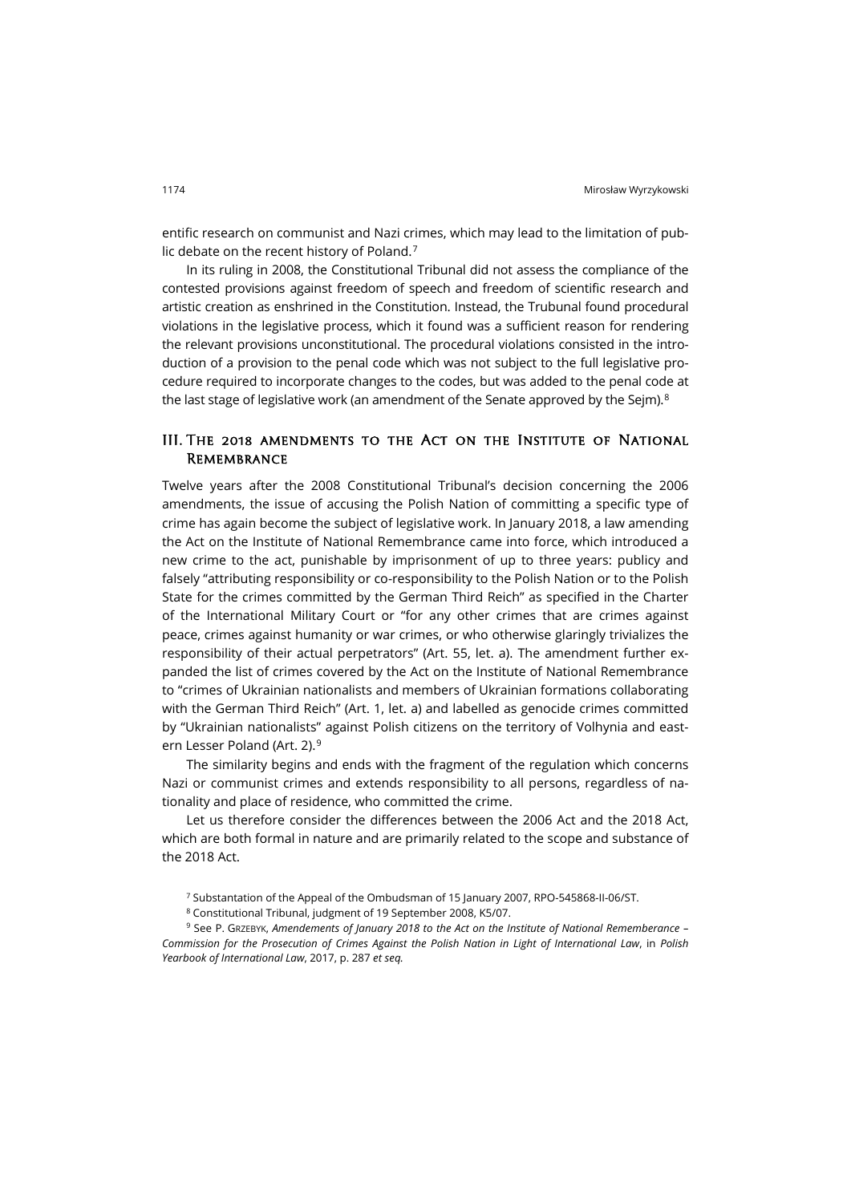entific research on communist and Nazi crimes, which may lead to the limitation of public debate on the recent history of Poland.[7]

In its ruling in 2008, the Constitutional Tribunal did not assess the compliance of the contested provisions against freedom of speech and freedom of scientific research and artistic creation as enshrined in the Constitution. Instead, the Trubunal found procedural violations in the legislative process, which it found was a sufficient reason for rendering the relevant provisions unconstitutional. The procedural violations consisted in the introduction of a provision to the penal code which was not subject to the full legislative procedure required to incorporate changes to the codes, but was added to the penal code at the last stage of legislative work (an amendment of the Senate approved by the Sejm).[8]

## III. The 2018 amendments to the Act on the Institute of National Remembrance

Twelve years after the 2008 Constitutional Tribunal's decision concerning the 2006 amendments, the issue of accusing the Polish Nation of committing a specific type of crime has again become the subject of legislative work. In January 2018, a law amending the Act on the Institute of National Remembrance came into force, which introduced a new crime to the act, punishable by imprisonment of up to three years: publicy and falsely "attributing responsibility or co-responsibility to the Polish Nation or to the Polish State for the crimes committed by the German Third Reich" as specified in the Charter of the International Military Court or "for any other crimes that are crimes against peace, crimes against humanity or war crimes, or who otherwise glaringly trivializes the responsibility of their actual perpetrators" (Art. 55, let. a). The amendment further expanded the list of crimes covered by the Act on the Institute of National Remembrance to "crimes of Ukrainian nationalists and members of Ukrainian formations collaborating with the German Third Reich" (Art. 1, let. a) and labelled as genocide crimes committed by "Ukrainian nationalists" against Polish citizens on the territory of Volhynia and eastern Lesser Poland (Art. 2).[9]

The similarity begins and ends with the fragment of the regulation which concerns Nazi or communist crimes and extends responsibility to all persons, regardless of nationality and place of residence, who committed the crime.

Let us therefore consider the differences between the 2006 Act and the 2018 Act, which are both formal in nature and are primarily related to the scope and substance of the 2018 Act.

[7] Substantation of the Appeal of the Ombudsman of 15 January 2007, RPO-545868-II-06/ST.

[8] Constitutional Tribunal, judgment of 19 September 2008, K5/07.

[9] See P. Grzebyk, *Amendements of January 2018 to the Act on the Institute of National Rememberance – Commission for the Prosecution of Crimes Against the Polish Nation in Light of International Law*, in *Polish Yearbook of International Law*, 2017, p. 287 *et seq.*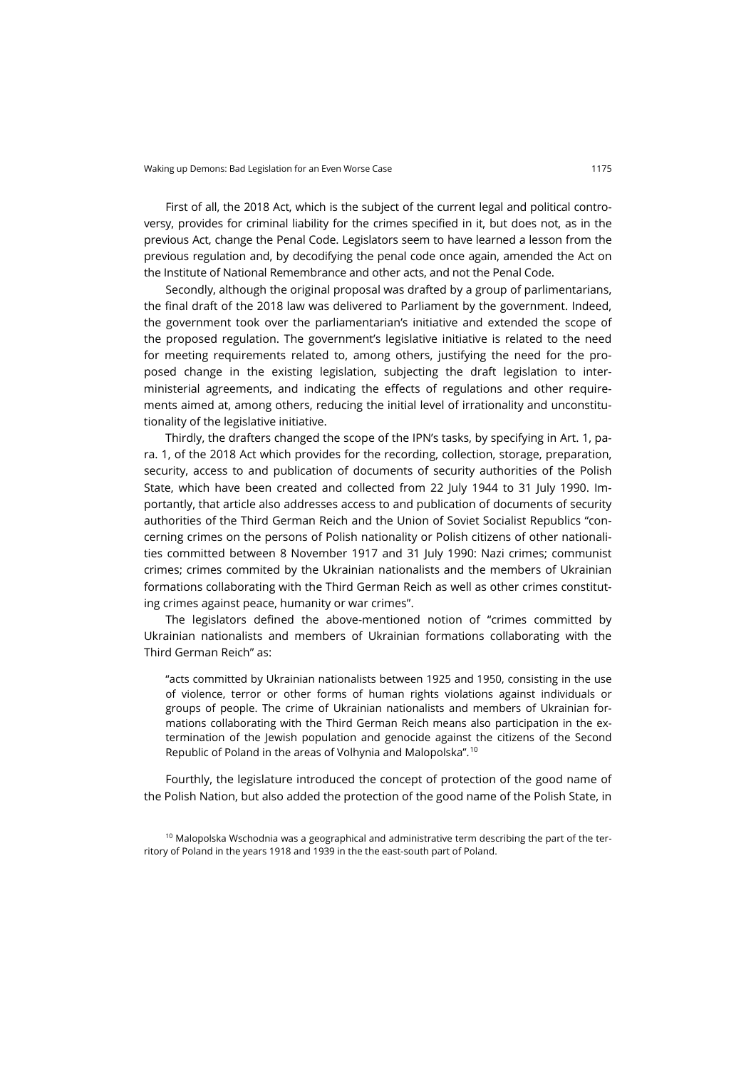First of all, the 2018 Act, which is the subject of the current legal and political controversy, provides for criminal liability for the crimes specified in it, but does not, as in the previous Act, change the Penal Code. Legislators seem to have learned a lesson from the previous regulation and, by decodifying the penal code once again, amended the Act on the Institute of National Remembrance and other acts, and not the Penal Code.

Secondly, although the original proposal was drafted by a group of parlimentarians, the final draft of the 2018 law was delivered to Parliament by the government. Indeed, the government took over the parliamentarian's initiative and extended the scope of the proposed regulation. The government's legislative initiative is related to the need for meeting requirements related to, among others, justifying the need for the proposed change in the existing legislation, subjecting the draft legislation to inter-ministerial agreements, and indicating the effects of regulations and other requirements aimed at, among others, reducing the initial level of irrationality and unconstitutionality of the legislative initiative.

Thirdly, the drafters changed the scope of the IPN's tasks, by specifying in Art. 1, para. 1, of the 2018 Act which provides for the recording, collection, storage, preparation, security, access to and publication of documents of security authorities of the Polish State, which have been created and collected from 22 July 1944 to 31 July 1990. Importantly, that article also addresses access to and publication of documents of security authorities of the Third German Reich and the Union of Soviet Socialist Republics "concerning crimes on the persons of Polish nationality or Polish citizens of other nationalities committed between 8 November 1917 and 31 July 1990: Nazi crimes; communist crimes; crimes commited by the Ukrainian nationalists and the members of Ukrainian formations collaborating with the Third German Reich as well as other crimes constituting crimes against peace, humanity or war crimes".

The legislators defined the above-mentioned notion of "crimes committed by Ukrainian nationalists and members of Ukrainian formations collaborating with the Third German Reich" as:

> "acts committed by Ukrainian nationalists between 1925 and 1950, consisting in the use of violence, terror or other forms of human rights violations against individuals or groups of people. The crime of Ukrainian nationalists and members of Ukrainian formations collaborating with the Third German Reich means also participation in the extermination of the Jewish population and genocide against the citizens of the Second Republic of Poland in the areas of Volhynia and Malopolska".[10]

Fourthly, the legislature introduced the concept of protection of the good name of the Polish Nation, but also added the protection of the good name of the Polish State, in

[10] Malopolska Wschodnia was a geographical and administrative term describing the part of the territory of Poland in the years 1918 and 1939 in the the east-south part of Poland.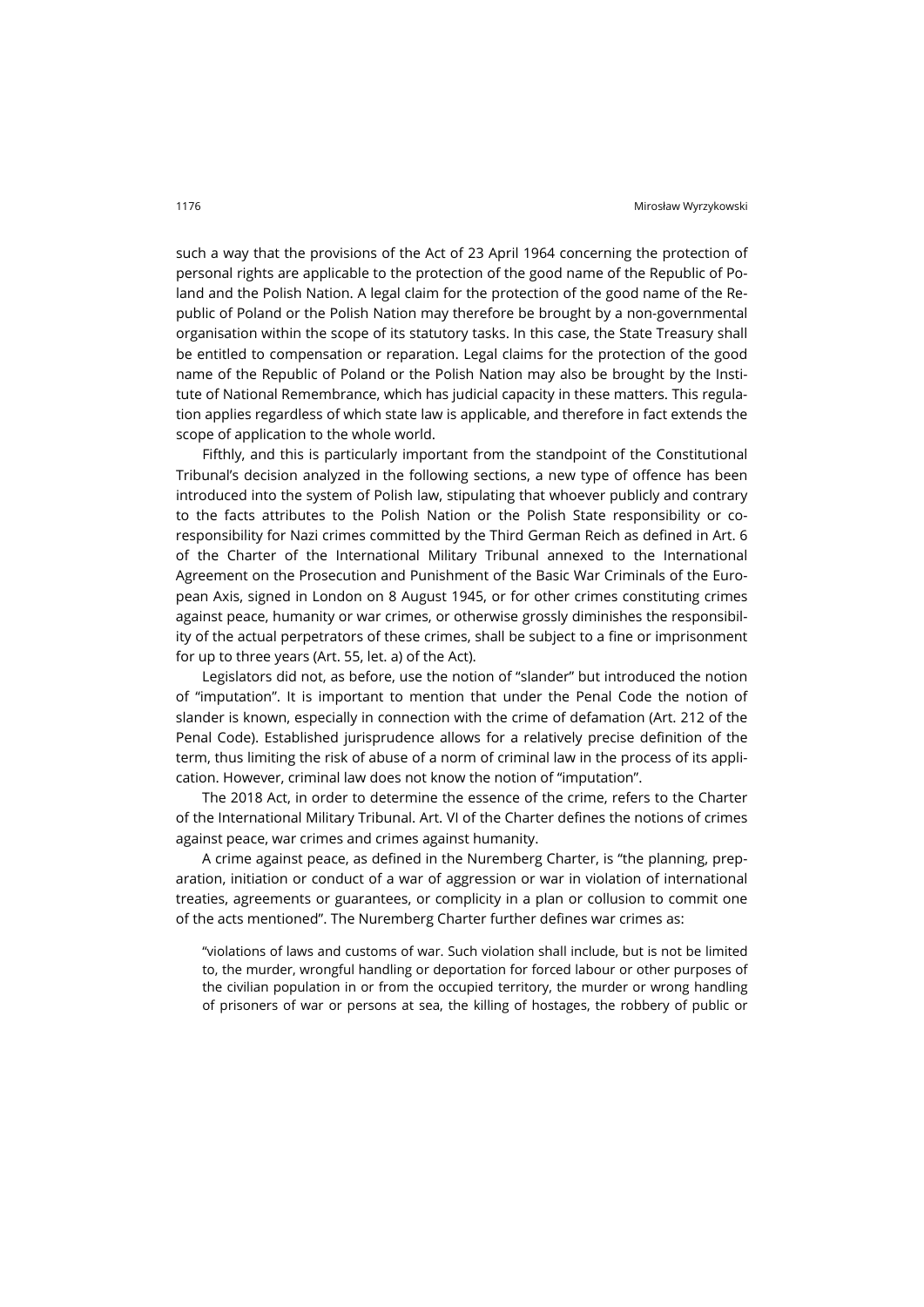such a way that the provisions of the Act of 23 April 1964 concerning the protection of personal rights are applicable to the protection of the good name of the Republic of Poland and the Polish Nation. A legal claim for the protection of the good name of the Republic of Poland or the Polish Nation may therefore be brought by a non-governmental organisation within the scope of its statutory tasks. In this case, the State Treasury shall be entitled to compensation or reparation. Legal claims for the protection of the good name of the Republic of Poland or the Polish Nation may also be brought by the Institute of National Remembrance, which has judicial capacity in these matters. This regulation applies regardless of which state law is applicable, and therefore in fact extends the scope of application to the whole world.

Fifthly, and this is particularly important from the standpoint of the Constitutional Tribunal's decision analyzed in the following sections, a new type of offence has been introduced into the system of Polish law, stipulating that whoever publicly and contrary to the facts attributes to the Polish Nation or the Polish State responsibility or co-responsibility for Nazi crimes committed by the Third German Reich as defined in Art. 6 of the Charter of the International Military Tribunal annexed to the International Agreement on the Prosecution and Punishment of the Basic War Criminals of the European Axis, signed in London on 8 August 1945, or for other crimes constituting crimes against peace, humanity or war crimes, or otherwise grossly diminishes the responsibility of the actual perpetrators of these crimes, shall be subject to a fine or imprisonment for up to three years (Art. 55, let. a) of the Act).

Legislators did not, as before, use the notion of "slander" but introduced the notion of "imputation". It is important to mention that under the Penal Code the notion of slander is known, especially in connection with the crime of defamation (Art. 212 of the Penal Code). Established jurisprudence allows for a relatively precise definition of the term, thus limiting the risk of abuse of a norm of criminal law in the process of its application. However, criminal law does not know the notion of "imputation".

The 2018 Act, in order to determine the essence of the crime, refers to the Charter of the International Military Tribunal. Art. VI of the Charter defines the notions of crimes against peace, war crimes and crimes against humanity.

A crime against peace, as defined in the Nuremberg Charter, is "the planning, preparation, initiation or conduct of a war of aggression or war in violation of international treaties, agreements or guarantees, or complicity in a plan or collusion to commit one of the acts mentioned". The Nuremberg Charter further defines war crimes as:

> "violations of laws and customs of war. Such violation shall include, but is not be limited to, the murder, wrongful handling or deportation for forced labour or other purposes of the civilian population in or from the occupied territory, the murder or wrong handling of prisoners of war or persons at sea, the killing of hostages, the robbery of public or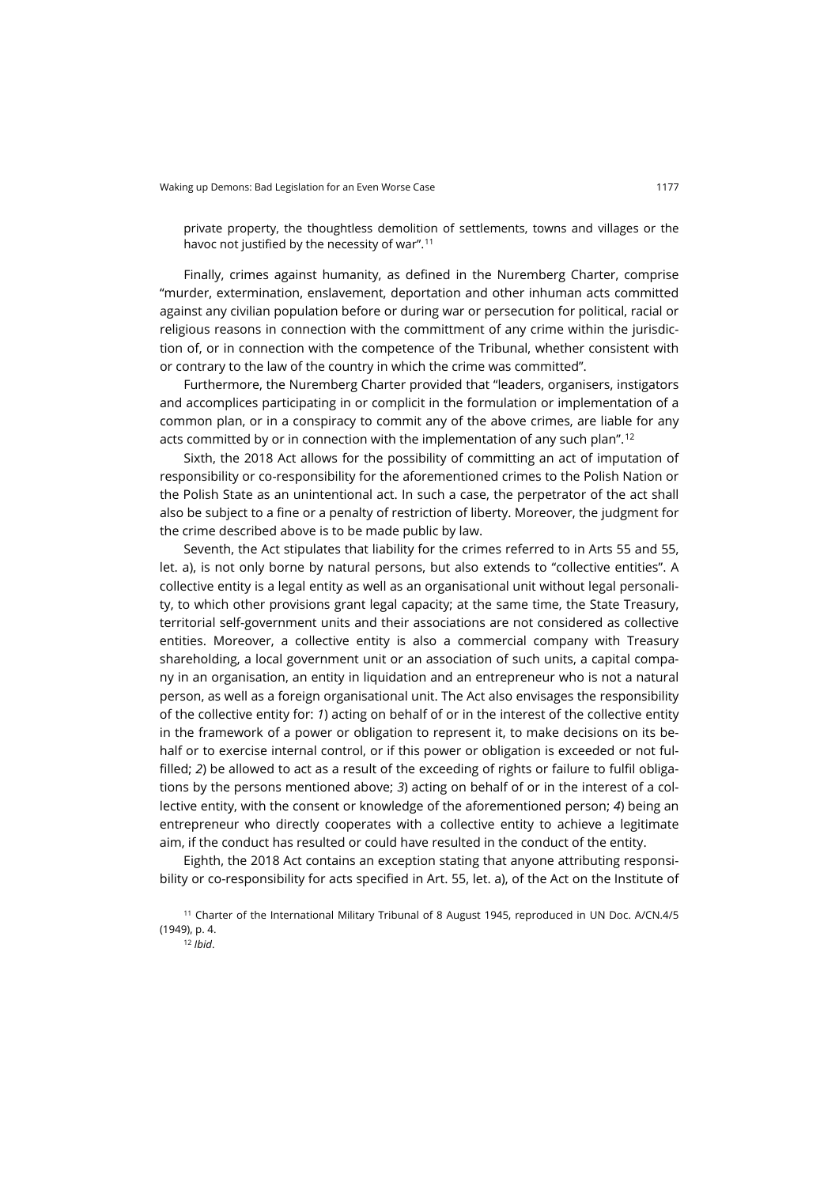private property, the thoughtless demolition of settlements, towns and villages or the havoc not justified by the necessity of war".[11]

Finally, crimes against humanity, as defined in the Nuremberg Charter, comprise "murder, extermination, enslavement, deportation and other inhuman acts committed against any civilian population before or during war or persecution for political, racial or religious reasons in connection with the committment of any crime within the jurisdiction of, or in connection with the competence of the Tribunal, whether consistent with or contrary to the law of the country in which the crime was committed".

Furthermore, the Nuremberg Charter provided that "leaders, organisers, instigators and accomplices participating in or complicit in the formulation or implementation of a common plan, or in a conspiracy to commit any of the above crimes, are liable for any acts committed by or in connection with the implementation of any such plan".[12]

Sixth, the 2018 Act allows for the possibility of committing an act of imputation of responsibility or co-responsibility for the aforementioned crimes to the Polish Nation or the Polish State as an unintentional act. In such a case, the perpetrator of the act shall also be subject to a fine or a penalty of restriction of liberty. Moreover, the judgment for the crime described above is to be made public by law.

Seventh, the Act stipulates that liability for the crimes referred to in Arts 55 and 55, let. a), is not only borne by natural persons, but also extends to "collective entities". A collective entity is a legal entity as well as an organisational unit without legal personality, to which other provisions grant legal capacity; at the same time, the State Treasury, territorial self-government units and their associations are not considered as collective entities. Moreover, a collective entity is also a commercial company with Treasury shareholding, a local government unit or an association of such units, a capital company in an organisation, an entity in liquidation and an entrepreneur who is not a natural person, as well as a foreign organisational unit. The Act also envisages the responsibility of the collective entity for: *1*) acting on behalf of or in the interest of the collective entity in the framework of a power or obligation to represent it, to make decisions on its behalf or to exercise internal control, or if this power or obligation is exceeded or not fulfilled; *2*) be allowed to act as a result of the exceeding of rights or failure to fulfil obligations by the persons mentioned above; *3*) acting on behalf of or in the interest of a collective entity, with the consent or knowledge of the aforementioned person; *4*) being an entrepreneur who directly cooperates with a collective entity to achieve a legitimate aim, if the conduct has resulted or could have resulted in the conduct of the entity.

Eighth, the 2018 Act contains an exception stating that anyone attributing responsibility or co-responsibility for acts specified in Art. 55, let. a), of the Act on the Institute of

[11] Charter of the International Military Tribunal of 8 August 1945, reproduced in UN Doc. A/CN.4/5 (1949), p. 4.

[12] *Ibid*.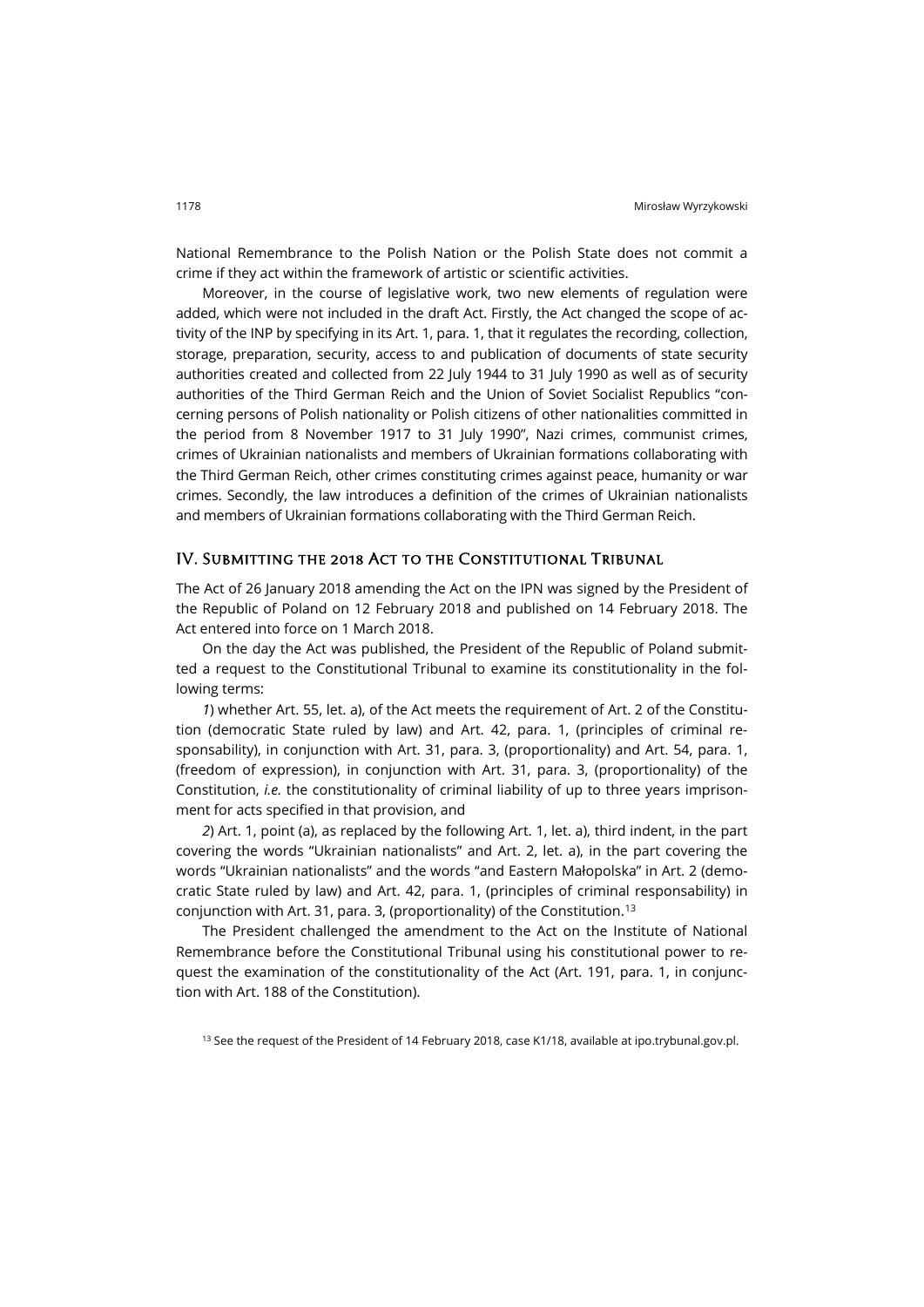National Remembrance to the Polish Nation or the Polish State does not commit a crime if they act within the framework of artistic or scientific activities.

Moreover, in the course of legislative work, two new elements of regulation were added, which were not included in the draft Act. Firstly, the Act changed the scope of activity of the INP by specifying in its Art. 1, para. 1, that it regulates the recording, collection, storage, preparation, security, access to and publication of documents of state security authorities created and collected from 22 July 1944 to 31 July 1990 as well as of security authorities of the Third German Reich and the Union of Soviet Socialist Republics "concerning persons of Polish nationality or Polish citizens of other nationalities committed in the period from 8 November 1917 to 31 July 1990", Nazi crimes, communist crimes, crimes of Ukrainian nationalists and members of Ukrainian formations collaborating with the Third German Reich, other crimes constituting crimes against peace, humanity or war crimes. Secondly, the law introduces a definition of the crimes of Ukrainian nationalists and members of Ukrainian formations collaborating with the Third German Reich.

## IV. Submitting the 2018 Act to the Constitutional Tribunal

The Act of 26 January 2018 amending the Act on the IPN was signed by the President of the Republic of Poland on 12 February 2018 and published on 14 February 2018. The Act entered into force on 1 March 2018.

On the day the Act was published, the President of the Republic of Poland submitted a request to the Constitutional Tribunal to examine its constitutionality in the following terms:

*1*) whether Art. 55, let. a), of the Act meets the requirement of Art. 2 of the Constitution (democratic State ruled by law) and Art. 42, para. 1, (principles of criminal responsability), in conjunction with Art. 31, para. 3, (proportionality) and Art. 54, para. 1, (freedom of expression), in conjunction with Art. 31, para. 3, (proportionality) of the Constitution, *i.e.* the constitutionality of criminal liability of up to three years imprisonment for acts specified in that provision, and

*2*) Art. 1, point (a), as replaced by the following Art. 1, let. a), third indent, in the part covering the words "Ukrainian nationalists" and Art. 2, let. a), in the part covering the words "Ukrainian nationalists" and the words "and Eastern Małopolska" in Art. 2 (democratic State ruled by law) and Art. 42, para. 1, (principles of criminal responsability) in conjunction with Art. 31, para. 3, (proportionality) of the Constitution.[13]

The President challenged the amendment to the Act on the Institute of National Remembrance before the Constitutional Tribunal using his constitutional power to request the examination of the constitutionality of the Act (Art. 191, para. 1, in conjunction with Art. 188 of the Constitution).

[13] See the request of the President of 14 February 2018, case K1/18, available at ipo.trybunal.gov.pl.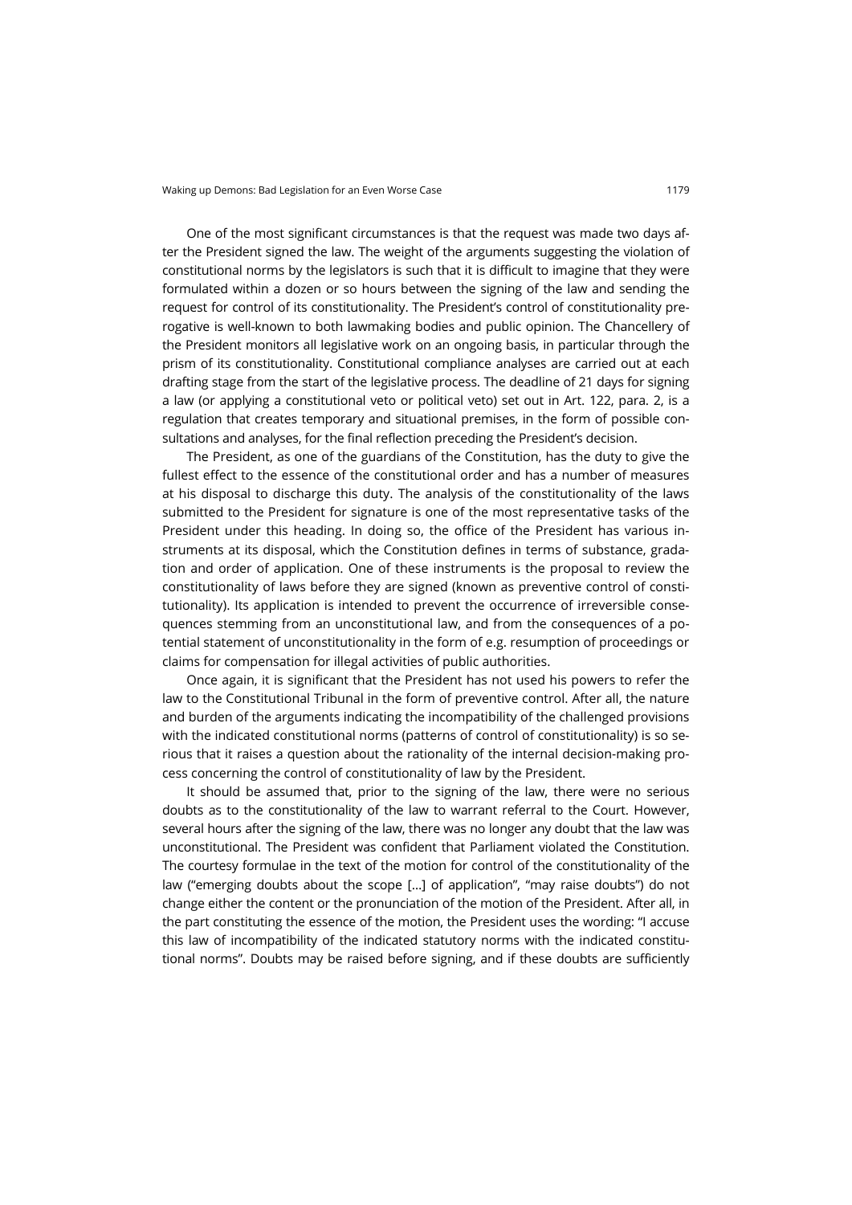One of the most significant circumstances is that the request was made two days after the President signed the law. The weight of the arguments suggesting the violation of constitutional norms by the legislators is such that it is difficult to imagine that they were formulated within a dozen or so hours between the signing of the law and sending the request for control of its constitutionality. The President's control of constitutionality prerogative is well-known to both lawmaking bodies and public opinion. The Chancellery of the President monitors all legislative work on an ongoing basis, in particular through the prism of its constitutionality. Constitutional compliance analyses are carried out at each drafting stage from the start of the legislative process. The deadline of 21 days for signing a law (or applying a constitutional veto or political veto) set out in Art. 122, para. 2, is a regulation that creates temporary and situational premises, in the form of possible consultations and analyses, for the final reflection preceding the President's decision.

The President, as one of the guardians of the Constitution, has the duty to give the fullest effect to the essence of the constitutional order and has a number of measures at his disposal to discharge this duty. The analysis of the constitutionality of the laws submitted to the President for signature is one of the most representative tasks of the President under this heading. In doing so, the office of the President has various instruments at its disposal, which the Constitution defines in terms of substance, gradation and order of application. One of these instruments is the proposal to review the constitutionality of laws before they are signed (known as preventive control of constitutionality). Its application is intended to prevent the occurrence of irreversible consequences stemming from an unconstitutional law, and from the consequences of a potential statement of unconstitutionality in the form of e.g. resumption of proceedings or claims for compensation for illegal activities of public authorities.

Once again, it is significant that the President has not used his powers to refer the law to the Constitutional Tribunal in the form of preventive control. After all, the nature and burden of the arguments indicating the incompatibility of the challenged provisions with the indicated constitutional norms (patterns of control of constitutionality) is so serious that it raises a question about the rationality of the internal decision-making process concerning the control of constitutionality of law by the President.

It should be assumed that, prior to the signing of the law, there were no serious doubts as to the constitutionality of the law to warrant referral to the Court. However, several hours after the signing of the law, there was no longer any doubt that the law was unconstitutional. The President was confident that Parliament violated the Constitution. The courtesy formulae in the text of the motion for control of the constitutionality of the law ("emerging doubts about the scope [...] of application", "may raise doubts") do not change either the content or the pronunciation of the motion of the President. After all, in the part constituting the essence of the motion, the President uses the wording: "I accuse this law of incompatibility of the indicated statutory norms with the indicated constitutional norms". Doubts may be raised before signing, and if these doubts are sufficiently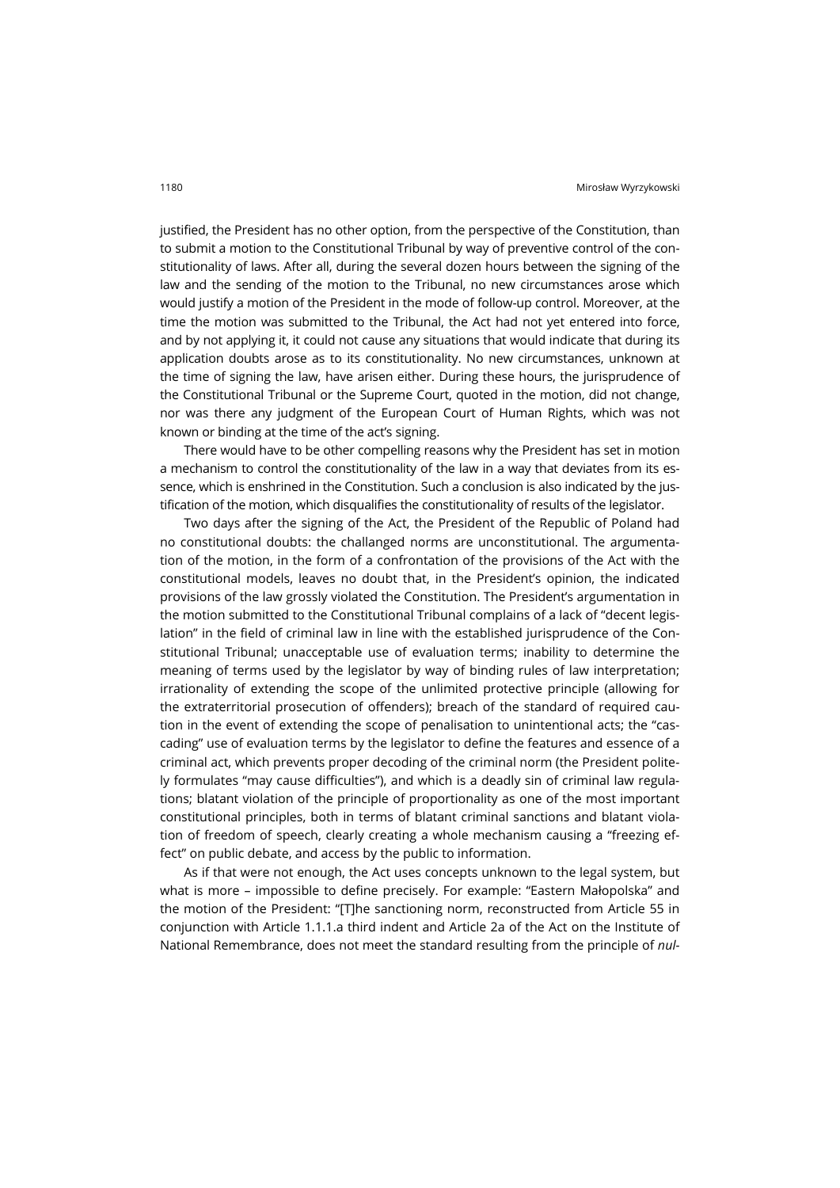justified, the President has no other option, from the perspective of the Constitution, than to submit a motion to the Constitutional Tribunal by way of preventive control of the constitutionality of laws. After all, during the several dozen hours between the signing of the law and the sending of the motion to the Tribunal, no new circumstances arose which would justify a motion of the President in the mode of follow-up control. Moreover, at the time the motion was submitted to the Tribunal, the Act had not yet entered into force, and by not applying it, it could not cause any situations that would indicate that during its application doubts arose as to its constitutionality. No new circumstances, unknown at the time of signing the law, have arisen either. During these hours, the jurisprudence of the Constitutional Tribunal or the Supreme Court, quoted in the motion, did not change, nor was there any judgment of the European Court of Human Rights, which was not known or binding at the time of the act's signing.

There would have to be other compelling reasons why the President has set in motion a mechanism to control the constitutionality of the law in a way that deviates from its essence, which is enshrined in the Constitution. Such a conclusion is also indicated by the justification of the motion, which disqualifies the constitutionality of results of the legislator.

Two days after the signing of the Act, the President of the Republic of Poland had no constitutional doubts: the challanged norms are unconstitutional. The argumentation of the motion, in the form of a confrontation of the provisions of the Act with the constitutional models, leaves no doubt that, in the President's opinion, the indicated provisions of the law grossly violated the Constitution. The President's argumentation in the motion submitted to the Constitutional Tribunal complains of a lack of "decent legislation" in the field of criminal law in line with the established jurisprudence of the Constitutional Tribunal; unacceptable use of evaluation terms; inability to determine the meaning of terms used by the legislator by way of binding rules of law interpretation; irrationality of extending the scope of the unlimited protective principle (allowing for the extraterritorial prosecution of offenders); breach of the standard of required caution in the event of extending the scope of penalisation to unintentional acts; the "cascading" use of evaluation terms by the legislator to define the features and essence of a criminal act, which prevents proper decoding of the criminal norm (the President politely formulates "may cause difficulties"), and which is a deadly sin of criminal law regulations; blatant violation of the principle of proportionality as one of the most important constitutional principles, both in terms of blatant criminal sanctions and blatant violation of freedom of speech, clearly creating a whole mechanism causing a "freezing effect" on public debate, and access by the public to information.

As if that were not enough, the Act uses concepts unknown to the legal system, but what is more – impossible to define precisely. For example: "Eastern Małopolska" and the motion of the President: "[T]he sanctioning norm, reconstructed from Article 55 in conjunction with Article 1.1.1.a third indent and Article 2a of the Act on the Institute of National Remembrance, does not meet the standard resulting from the principle of *nul-*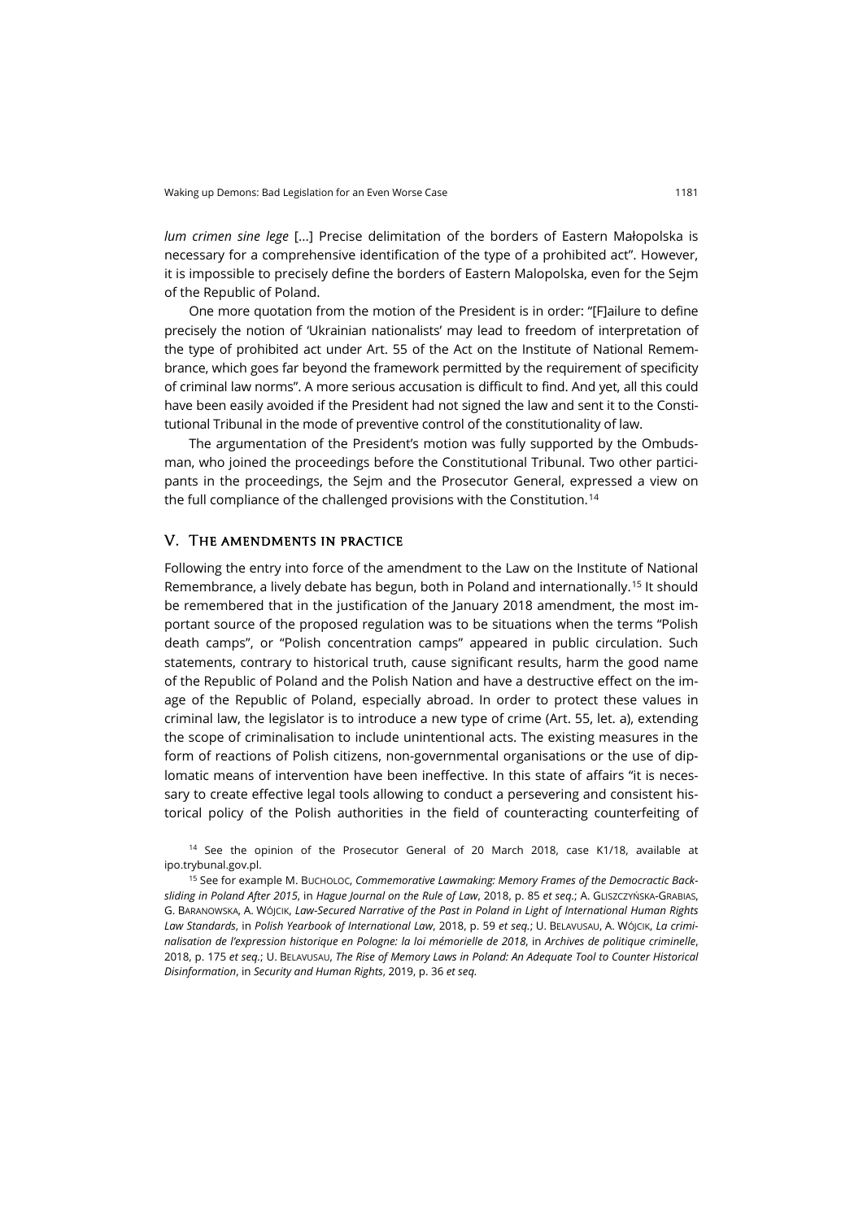*lum crimen sine lege* [...] Precise delimitation of the borders of Eastern Małopolska is necessary for a comprehensive identification of the type of a prohibited act". However, it is impossible to precisely define the borders of Eastern Malopolska, even for the Sejm of the Republic of Poland.

One more quotation from the motion of the President is in order: "[F]ailure to define precisely the notion of 'Ukrainian nationalists' may lead to freedom of interpretation of the type of prohibited act under Art. 55 of the Act on the Institute of National Remembrance, which goes far beyond the framework permitted by the requirement of specificity of criminal law norms". A more serious accusation is difficult to find. And yet, all this could have been easily avoided if the President had not signed the law and sent it to the Constitutional Tribunal in the mode of preventive control of the constitutionality of law.

The argumentation of the President's motion was fully supported by the Ombudsman, who joined the proceedings before the Constitutional Tribunal. Two other participants in the proceedings, the Sejm and the Prosecutor General, expressed a view on the full compliance of the challenged provisions with the Constitution.[14]

## V. The amendments in practice

Following the entry into force of the amendment to the Law on the Institute of National Remembrance, a lively debate has begun, both in Poland and internationally.[15] It should be remembered that in the justification of the January 2018 amendment, the most important source of the proposed regulation was to be situations when the terms "Polish death camps", or "Polish concentration camps" appeared in public circulation. Such statements, contrary to historical truth, cause significant results, harm the good name of the Republic of Poland and the Polish Nation and have a destructive effect on the image of the Republic of Poland, especially abroad. In order to protect these values in criminal law, the legislator is to introduce a new type of crime (Art. 55, let. a), extending the scope of criminalisation to include unintentional acts. The existing measures in the form of reactions of Polish citizens, non-governmental organisations or the use of diplomatic means of intervention have been ineffective. In this state of affairs "it is necessary to create effective legal tools allowing to conduct a persevering and consistent historical policy of the Polish authorities in the field of counteracting counterfeiting of

[14] See the opinion of the Prosecutor General of 20 March 2018, case K1/18, available at ipo.trybunal.gov.pl.

[15] See for example M. Bucholoc, *Commemorative Lawmaking: Memory Frames of the Democractic Backsliding in Poland After 2015*, in *Hague Journal on the Rule of Law*, 2018, p. 85 *et seq.*; A. Gliszczyńska-Grabias, G. Baranowska, A. Wójcik, *Law-Secured Narrative of the Past in Poland in Light of International Human Rights Law Standards*, in *Polish Yearbook of International Law*, 2018, p. 59 *et seq.*; U. Belavusau, A. Wójcik, *La criminalisation de l'expression historique en Pologne: la loi mémorielle de 2018*, in *Archives de politique criminelle*, 2018, p. 175 *et seq.*; U. Belavusau, *The Rise of Memory Laws in Poland: An Adequate Tool to Counter Historical Disinformation*, in *Security and Human Rights*, 2019, p. 36 *et seq.*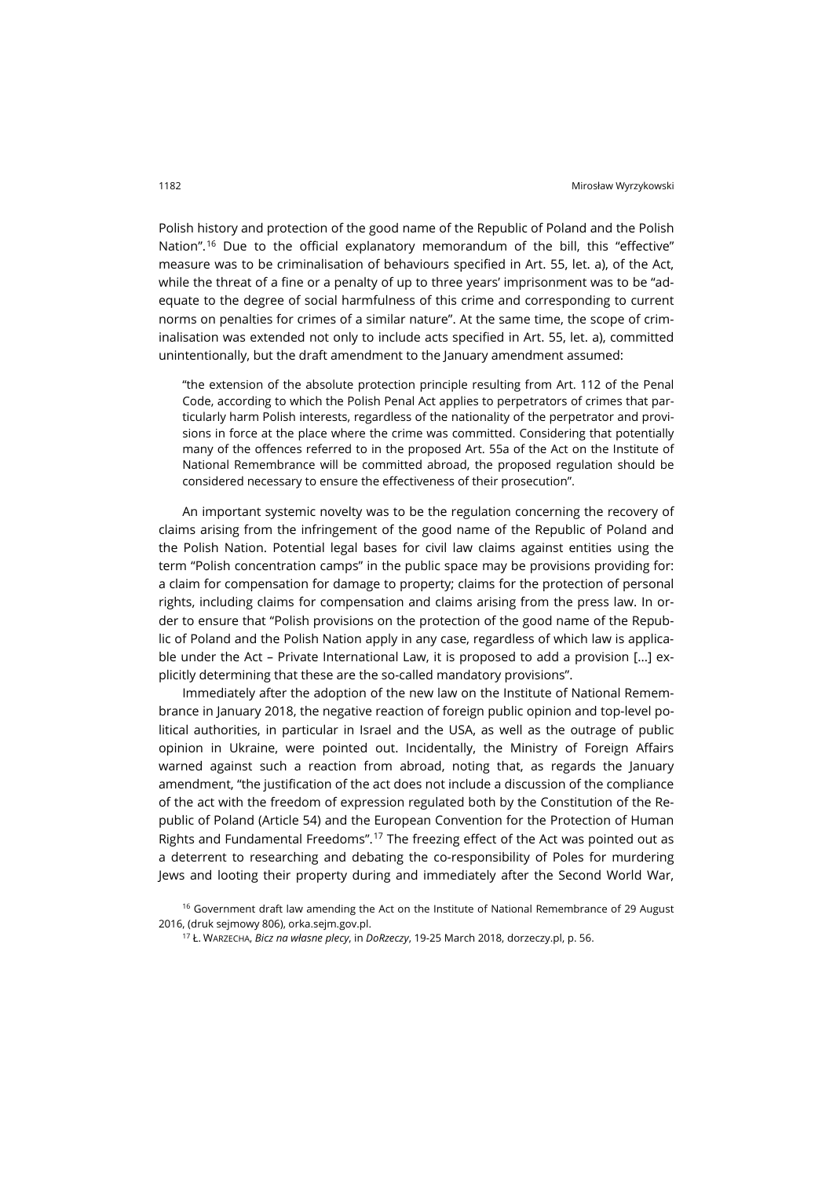Polish history and protection of the good name of the Republic of Poland and the Polish Nation".[16] Due to the official explanatory memorandum of the bill, this "effective" measure was to be criminalisation of behaviours specified in Art. 55, let. a), of the Act, while the threat of a fine or a penalty of up to three years' imprisonment was to be "adequate to the degree of social harmfulness of this crime and corresponding to current norms on penalties for crimes of a similar nature". At the same time, the scope of criminalisation was extended not only to include acts specified in Art. 55, let. a), committed unintentionally, but the draft amendment to the January amendment assumed:

> "the extension of the absolute protection principle resulting from Art. 112 of the Penal Code, according to which the Polish Penal Act applies to perpetrators of crimes that particularly harm Polish interests, regardless of the nationality of the perpetrator and provisions in force at the place where the crime was committed. Considering that potentially many of the offences referred to in the proposed Art. 55a of the Act on the Institute of National Remembrance will be committed abroad, the proposed regulation should be considered necessary to ensure the effectiveness of their prosecution".

An important systemic novelty was to be the regulation concerning the recovery of claims arising from the infringement of the good name of the Republic of Poland and the Polish Nation. Potential legal bases for civil law claims against entities using the term "Polish concentration camps" in the public space may be provisions providing for: a claim for compensation for damage to property; claims for the protection of personal rights, including claims for compensation and claims arising from the press law. In order to ensure that "Polish provisions on the protection of the good name of the Republic of Poland and the Polish Nation apply in any case, regardless of which law is applicable under the Act – Private International Law, it is proposed to add a provision [...] explicitly determining that these are the so-called mandatory provisions".

Immediately after the adoption of the new law on the Institute of National Remembrance in January 2018, the negative reaction of foreign public opinion and top-level political authorities, in particular in Israel and the USA, as well as the outrage of public opinion in Ukraine, were pointed out. Incidentally, the Ministry of Foreign Affairs warned against such a reaction from abroad, noting that, as regards the January amendment, "the justification of the act does not include a discussion of the compliance of the act with the freedom of expression regulated both by the Constitution of the Republic of Poland (Article 54) and the European Convention for the Protection of Human Rights and Fundamental Freedoms".[17] The freezing effect of the Act was pointed out as a deterrent to researching and debating the co-responsibility of Poles for murdering Jews and looting their property during and immediately after the Second World War,

---

[16] Government draft law amending the Act on the Institute of National Remembrance of 29 August 2016, (druk sejmowy 806), orka.sejm.gov.pl.

[17] Ł. Warzecha, *Bicz na własne plecy*, in *DoRzeczy*, 19-25 March 2018, dorzeczy.pl, p. 56.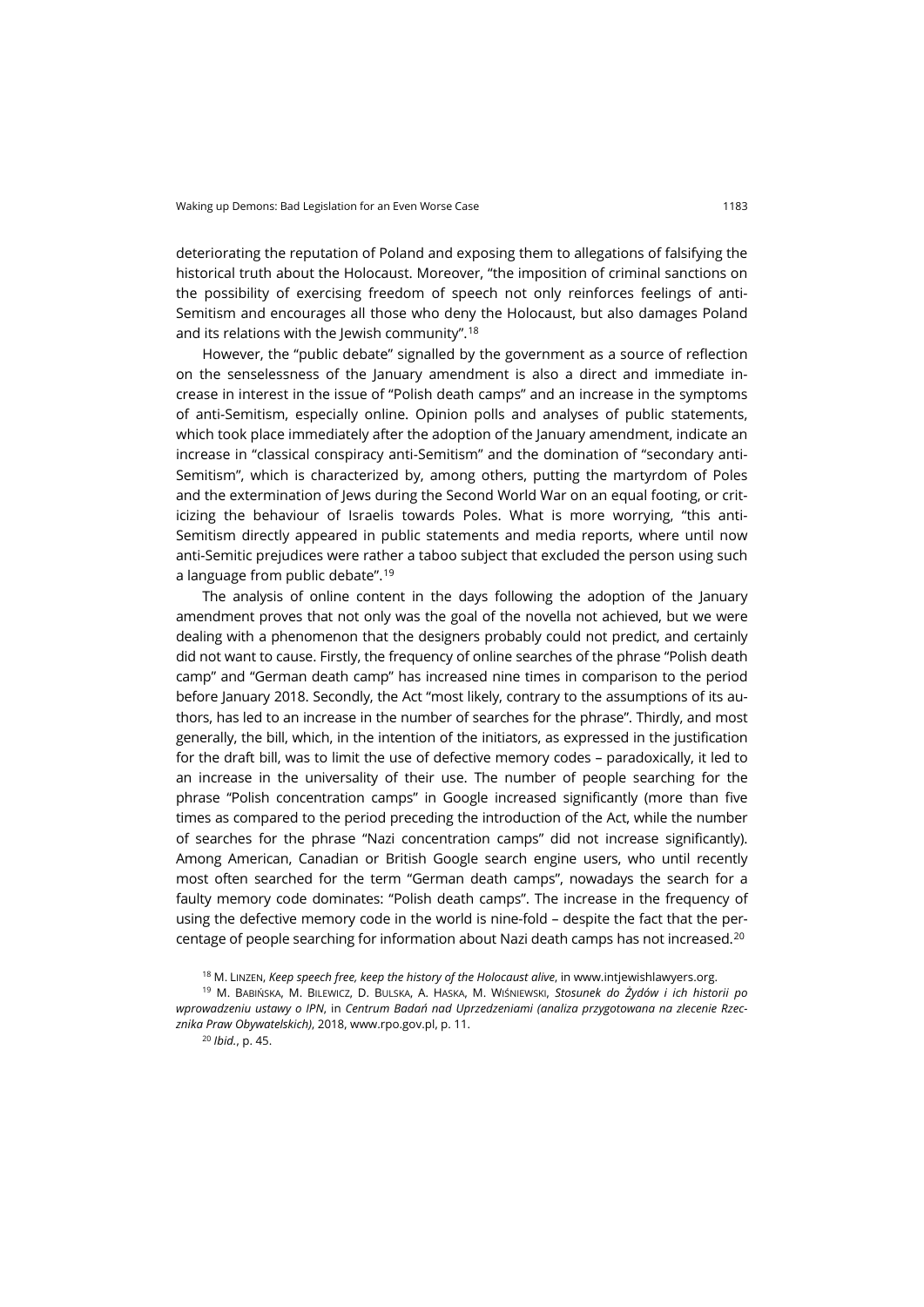deteriorating the reputation of Poland and exposing them to allegations of falsifying the historical truth about the Holocaust. Moreover, "the imposition of criminal sanctions on the possibility of exercising freedom of speech not only reinforces feelings of anti-Semitism and encourages all those who deny the Holocaust, but also damages Poland and its relations with the Jewish community".[18]

However, the "public debate" signalled by the government as a source of reflection on the senselessness of the January amendment is also a direct and immediate increase in interest in the issue of "Polish death camps" and an increase in the symptoms of anti-Semitism, especially online. Opinion polls and analyses of public statements, which took place immediately after the adoption of the January amendment, indicate an increase in "classical conspiracy anti-Semitism" and the domination of "secondary anti-Semitism", which is characterized by, among others, putting the martyrdom of Poles and the extermination of Jews during the Second World War on an equal footing, or criticizing the behaviour of Israelis towards Poles. What is more worrying, "this anti-Semitism directly appeared in public statements and media reports, where until now anti-Semitic prejudices were rather a taboo subject that excluded the person using such a language from public debate".[19]

The analysis of online content in the days following the adoption of the January amendment proves that not only was the goal of the novella not achieved, but we were dealing with a phenomenon that the designers probably could not predict, and certainly did not want to cause. Firstly, the frequency of online searches of the phrase "Polish death camp" and "German death camp" has increased nine times in comparison to the period before January 2018. Secondly, the Act "most likely, contrary to the assumptions of its authors, has led to an increase in the number of searches for the phrase". Thirdly, and most generally, the bill, which, in the intention of the initiators, as expressed in the justification for the draft bill, was to limit the use of defective memory codes – paradoxically, it led to an increase in the universality of their use. The number of people searching for the phrase "Polish concentration camps" in Google increased significantly (more than five times as compared to the period preceding the introduction of the Act, while the number of searches for the phrase "Nazi concentration camps" did not increase significantly). Among American, Canadian or British Google search engine users, who until recently most often searched for the term "German death camps", nowadays the search for a faulty memory code dominates: "Polish death camps". The increase in the frequency of using the defective memory code in the world is nine-fold – despite the fact that the percentage of people searching for information about Nazi death camps has not increased.[20]

---

[18] M. Linzen, *Keep speech free, keep the history of the Holocaust alive*, in www.intjewishlawyers.org.

[19] M. Babińska, M. Bilewicz, D. Bulska, A. Haska, M. Wiśniewski, *Stosunek do Żydów i ich historii po wprowadzeniu ustawy o IPN*, in *Centrum Badań nad Uprzedzeniami (analiza przygotowana na zlecenie Rzecznika Praw Obywatelskich)*, 2018, www.rpo.gov.pl, p. 11.

[20] *Ibid.*, p. 45.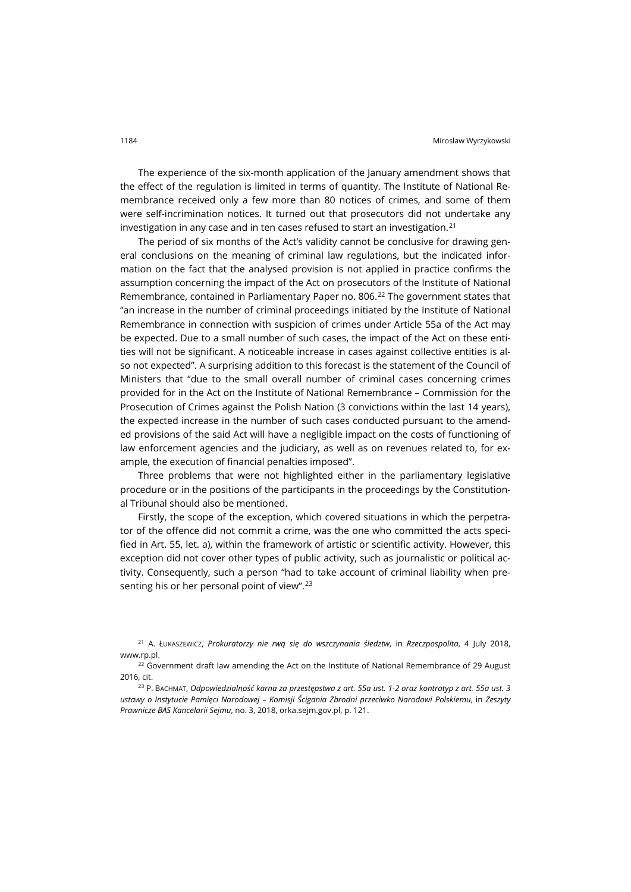The experience of the six-month application of the January amendment shows that the effect of the regulation is limited in terms of quantity. The Institute of National Remembrance received only a few more than 80 notices of crimes, and some of them were self-incrimination notices. It turned out that prosecutors did not undertake any investigation in any case and in ten cases refused to start an investigation.[21]

The period of six months of the Act's validity cannot be conclusive for drawing general conclusions on the meaning of criminal law regulations, but the indicated information on the fact that the analysed provision is not applied in practice confirms the assumption concerning the impact of the Act on prosecutors of the Institute of National Remembrance, contained in Parliamentary Paper no. 806.[22] The government states that "an increase in the number of criminal proceedings initiated by the Institute of National Remembrance in connection with suspicion of crimes under Article 55a of the Act may be expected. Due to a small number of such cases, the impact of the Act on these entities will not be significant. A noticeable increase in cases against collective entities is also not expected". A surprising addition to this forecast is the statement of the Council of Ministers that "due to the small overall number of criminal cases concerning crimes provided for in the Act on the Institute of National Remembrance – Commission for the Prosecution of Crimes against the Polish Nation (3 convictions within the last 14 years), the expected increase in the number of such cases conducted pursuant to the amended provisions of the said Act will have a negligible impact on the costs of functioning of law enforcement agencies and the judiciary, as well as on revenues related to, for example, the execution of financial penalties imposed".

Three problems that were not highlighted either in the parliamentary legislative procedure or in the positions of the participants in the proceedings by the Constitutional Tribunal should also be mentioned.

Firstly, the scope of the exception, which covered situations in which the perpetrator of the offence did not commit a crime, was the one who committed the acts specified in Art. 55, let. a), within the framework of artistic or scientific activity. However, this exception did not cover other types of public activity, such as journalistic or political activity. Consequently, such a person "had to take account of criminal liability when presenting his or her personal point of view".[23]

---

[21] A. Łukaszewicz, *Prokuratorzy nie rwą się do wszczynania śledztw*, in *Rzeczpospolita*, 4 July 2018, www.rp.pl.

[22] Government draft law amending the Act on the Institute of National Remembrance of 29 August 2016, cit.

[23] P. Bachmat, *Odpowiedzialność karna za przestępstwa z art. 55a ust. 1-2 oraz kontratyp z art. 55a ust. 3 ustawy o Instytucie Pamięci Narodowej – Komisji Ścigania Zbrodni przeciwko Narodowi Polskiemu*, in *Zeszyty Prawnicze BAS Kancelarii Sejmu*, no. 3, 2018, orka.sejm.gov.pl, p. 121.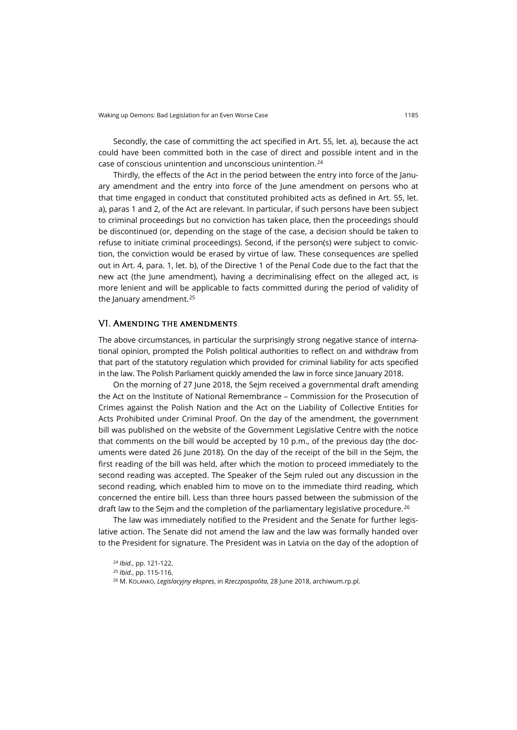Secondly, the case of committing the act specified in Art. 55, let. a), because the act could have been committed both in the case of direct and possible intent and in the case of conscious unintention and unconscious unintention.[24]

Thirdly, the effects of the Act in the period between the entry into force of the January amendment and the entry into force of the June amendment on persons who at that time engaged in conduct that constituted prohibited acts as defined in Art. 55, let. a), paras 1 and 2, of the Act are relevant. In particular, if such persons have been subject to criminal proceedings but no conviction has taken place, then the proceedings should be discontinued (or, depending on the stage of the case, a decision should be taken to refuse to initiate criminal proceedings). Second, if the person(s) were subject to conviction, the conviction would be erased by virtue of law. These consequences are spelled out in Art. 4, para. 1, let. b), of the Directive 1 of the Penal Code due to the fact that the new act (the June amendment), having a decriminalising effect on the alleged act, is more lenient and will be applicable to facts committed during the period of validity of the January amendment.[25]

## VI. Amending the amendments

The above circumstances, in particular the surprisingly strong negative stance of international opinion, prompted the Polish political authorities to reflect on and withdraw from that part of the statutory regulation which provided for criminal liability for acts specified in the law. The Polish Parliament quickly amended the law in force since January 2018.

On the morning of 27 June 2018, the Sejm received a governmental draft amending the Act on the Institute of National Remembrance – Commission for the Prosecution of Crimes against the Polish Nation and the Act on the Liability of Collective Entities for Acts Prohibited under Criminal Proof. On the day of the amendment, the government bill was published on the website of the Government Legislative Centre with the notice that comments on the bill would be accepted by 10 p.m., of the previous day (the documents were dated 26 June 2018). On the day of the receipt of the bill in the Sejm, the first reading of the bill was held, after which the motion to proceed immediately to the second reading was accepted. The Speaker of the Sejm ruled out any discussion in the second reading, which enabled him to move on to the immediate third reading, which concerned the entire bill. Less than three hours passed between the submission of the draft law to the Sejm and the completion of the parliamentary legislative procedure.[26]

The law was immediately notified to the President and the Senate for further legislative action. The Senate did not amend the law and the law was formally handed over to the President for signature. The President was in Latvia on the day of the adoption of

[24] *Ibid.*, pp. 121-122.

[25] *Ibid.*, pp. 115-116.

[26] M. Kolanko, *Legislacyjny ekspres*, in *Rzeczpospolita*, 28 June 2018, archiwum.rp.pl.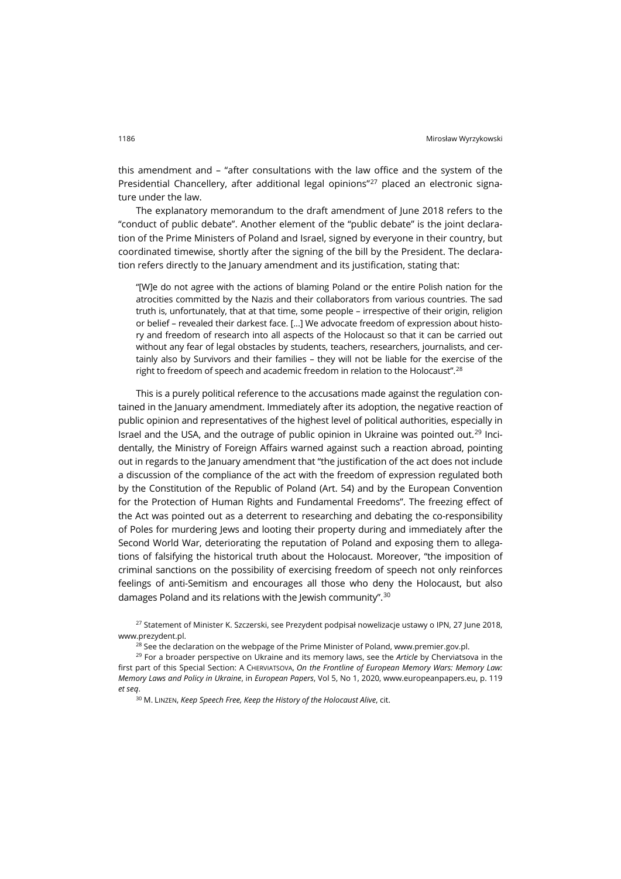this amendment and – "after consultations with the law office and the system of the Presidential Chancellery, after additional legal opinions"[27] placed an electronic signature under the law.

The explanatory memorandum to the draft amendment of June 2018 refers to the "conduct of public debate". Another element of the "public debate" is the joint declaration of the Prime Ministers of Poland and Israel, signed by everyone in their country, but coordinated timewise, shortly after the signing of the bill by the President. The declaration refers directly to the January amendment and its justification, stating that:

> "[W]e do not agree with the actions of blaming Poland or the entire Polish nation for the atrocities committed by the Nazis and their collaborators from various countries. The sad truth is, unfortunately, that at that time, some people – irrespective of their origin, religion or belief – revealed their darkest face. […] We advocate freedom of expression about history and freedom of research into all aspects of the Holocaust so that it can be carried out without any fear of legal obstacles by students, teachers, researchers, journalists, and certainly also by Survivors and their families – they will not be liable for the exercise of the right to freedom of speech and academic freedom in relation to the Holocaust".[28]

This is a purely political reference to the accusations made against the regulation contained in the January amendment. Immediately after its adoption, the negative reaction of public opinion and representatives of the highest level of political authorities, especially in Israel and the USA, and the outrage of public opinion in Ukraine was pointed out.[29] Incidentally, the Ministry of Foreign Affairs warned against such a reaction abroad, pointing out in regards to the January amendment that "the justification of the act does not include a discussion of the compliance of the act with the freedom of expression regulated both by the Constitution of the Republic of Poland (Art. 54) and by the European Convention for the Protection of Human Rights and Fundamental Freedoms". The freezing effect of the Act was pointed out as a deterrent to researching and debating the co-responsibility of Poles for murdering Jews and looting their property during and immediately after the Second World War, deteriorating the reputation of Poland and exposing them to allegations of falsifying the historical truth about the Holocaust. Moreover, "the imposition of criminal sanctions on the possibility of exercising freedom of speech not only reinforces feelings of anti-Semitism and encourages all those who deny the Holocaust, but also damages Poland and its relations with the Jewish community".[30]

[27] Statement of Minister K. Szczerski, see Prezydent podpisał nowelizacje ustawy o IPN, 27 June 2018, www.prezydent.pl.

[28] See the declaration on the webpage of the Prime Minister of Poland, www.premier.gov.pl.

[29] For a broader perspective on Ukraine and its memory laws, see the *Article* by Cherviatsova in the first part of this Special Section: A Cherviatsova, *On the Frontline of European Memory Wars: Memory Law: Memory Laws and Policy in Ukraine*, in *European Papers*, Vol 5, No 1, 2020, www.europeanpapers.eu, p. 119 *et seq*.

[30] M. Linzen, *Keep Speech Free, Keep the History of the Holocaust Alive*, cit.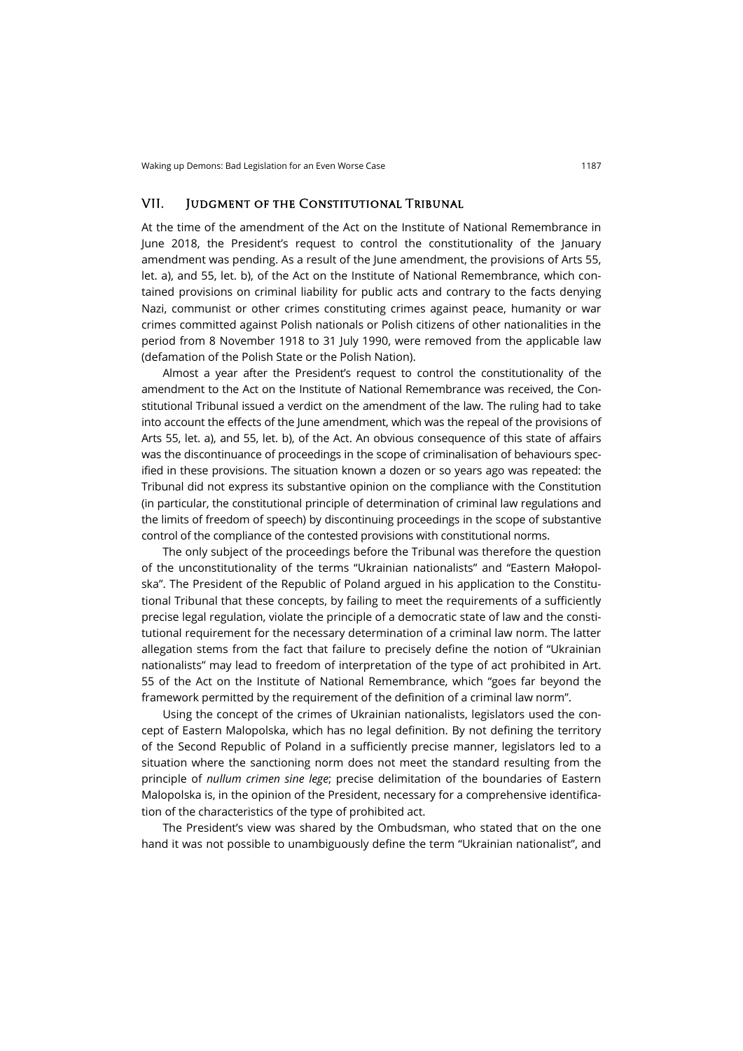## VII. Judgment of the Constitutional Tribunal

At the time of the amendment of the Act on the Institute of National Remembrance in June 2018, the President's request to control the constitutionality of the January amendment was pending. As a result of the June amendment, the provisions of Arts 55, let. a), and 55, let. b), of the Act on the Institute of National Remembrance, which contained provisions on criminal liability for public acts and contrary to the facts denying Nazi, communist or other crimes constituting crimes against peace, humanity or war crimes committed against Polish nationals or Polish citizens of other nationalities in the period from 8 November 1918 to 31 July 1990, were removed from the applicable law (defamation of the Polish State or the Polish Nation).

Almost a year after the President's request to control the constitutionality of the amendment to the Act on the Institute of National Remembrance was received, the Constitutional Tribunal issued a verdict on the amendment of the law. The ruling had to take into account the effects of the June amendment, which was the repeal of the provisions of Arts 55, let. a), and 55, let. b), of the Act. An obvious consequence of this state of affairs was the discontinuance of proceedings in the scope of criminalisation of behaviours specified in these provisions. The situation known a dozen or so years ago was repeated: the Tribunal did not express its substantive opinion on the compliance with the Constitution (in particular, the constitutional principle of determination of criminal law regulations and the limits of freedom of speech) by discontinuing proceedings in the scope of substantive control of the compliance of the contested provisions with constitutional norms.

The only subject of the proceedings before the Tribunal was therefore the question of the unconstitutionality of the terms "Ukrainian nationalists" and "Eastern Małopolska". The President of the Republic of Poland argued in his application to the Constitutional Tribunal that these concepts, by failing to meet the requirements of a sufficiently precise legal regulation, violate the principle of a democratic state of law and the constitutional requirement for the necessary determination of a criminal law norm. The latter allegation stems from the fact that failure to precisely define the notion of "Ukrainian nationalists" may lead to freedom of interpretation of the type of act prohibited in Art. 55 of the Act on the Institute of National Remembrance, which "goes far beyond the framework permitted by the requirement of the definition of a criminal law norm".

Using the concept of the crimes of Ukrainian nationalists, legislators used the concept of Eastern Malopolska, which has no legal definition. By not defining the territory of the Second Republic of Poland in a sufficiently precise manner, legislators led to a situation where the sanctioning norm does not meet the standard resulting from the principle of *nullum crimen sine lege*; precise delimitation of the boundaries of Eastern Malopolska is, in the opinion of the President, necessary for a comprehensive identification of the characteristics of the type of prohibited act.

The President's view was shared by the Ombudsman, who stated that on the one hand it was not possible to unambiguously define the term "Ukrainian nationalist", and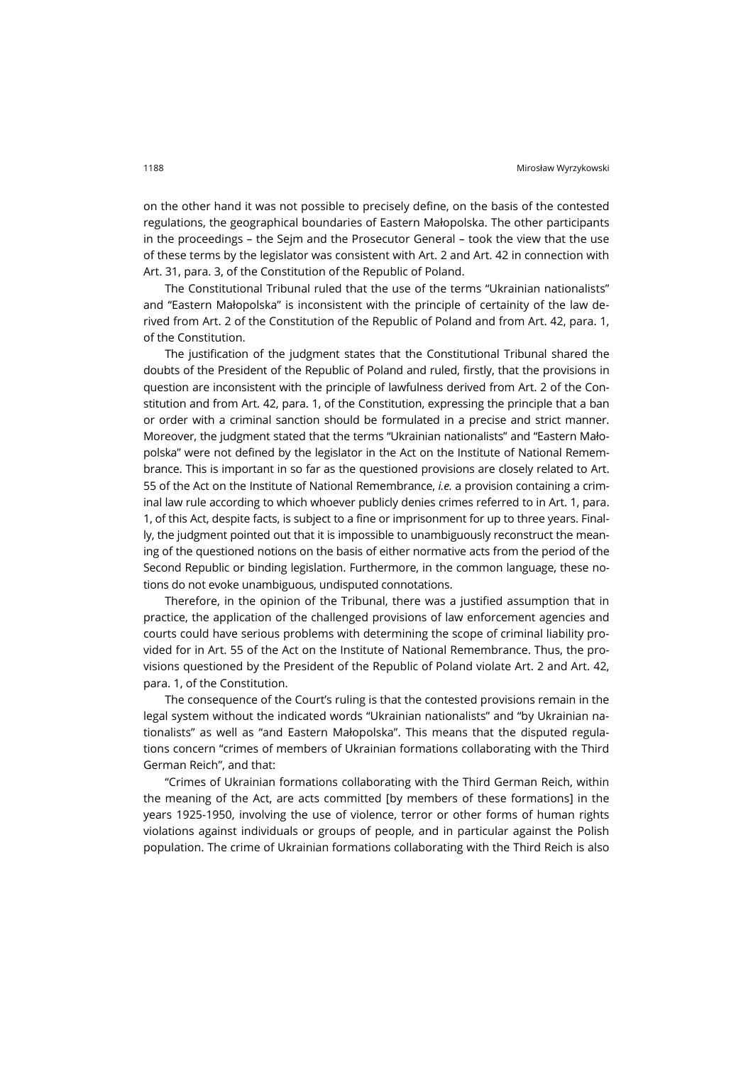on the other hand it was not possible to precisely define, on the basis of the contested regulations, the geographical boundaries of Eastern Małopolska. The other participants in the proceedings – the Sejm and the Prosecutor General – took the view that the use of these terms by the legislator was consistent with Art. 2 and Art. 42 in connection with Art. 31, para. 3, of the Constitution of the Republic of Poland.

The Constitutional Tribunal ruled that the use of the terms "Ukrainian nationalists" and "Eastern Małopolska" is inconsistent with the principle of certainity of the law derived from Art. 2 of the Constitution of the Republic of Poland and from Art. 42, para. 1, of the Constitution.

The justification of the judgment states that the Constitutional Tribunal shared the doubts of the President of the Republic of Poland and ruled, firstly, that the provisions in question are inconsistent with the principle of lawfulness derived from Art. 2 of the Constitution and from Art. 42, para. 1, of the Constitution, expressing the principle that a ban or order with a criminal sanction should be formulated in a precise and strict manner. Moreover, the judgment stated that the terms "Ukrainian nationalists" and "Eastern Małopolska" were not defined by the legislator in the Act on the Institute of National Remembrance. This is important in so far as the questioned provisions are closely related to Art. 55 of the Act on the Institute of National Remembrance, *i.e.* a provision containing a criminal law rule according to which whoever publicly denies crimes referred to in Art. 1, para. 1, of this Act, despite facts, is subject to a fine or imprisonment for up to three years. Finally, the judgment pointed out that it is impossible to unambiguously reconstruct the meaning of the questioned notions on the basis of either normative acts from the period of the Second Republic or binding legislation. Furthermore, in the common language, these notions do not evoke unambiguous, undisputed connotations.

Therefore, in the opinion of the Tribunal, there was a justified assumption that in practice, the application of the challenged provisions of law enforcement agencies and courts could have serious problems with determining the scope of criminal liability provided for in Art. 55 of the Act on the Institute of National Remembrance. Thus, the provisions questioned by the President of the Republic of Poland violate Art. 2 and Art. 42, para. 1, of the Constitution.

The consequence of the Court's ruling is that the contested provisions remain in the legal system without the indicated words "Ukrainian nationalists" and "by Ukrainian nationalists" as well as "and Eastern Małopolska". This means that the disputed regulations concern "crimes of members of Ukrainian formations collaborating with the Third German Reich", and that:

"Crimes of Ukrainian formations collaborating with the Third German Reich, within the meaning of the Act, are acts committed [by members of these formations] in the years 1925-1950, involving the use of violence, terror or other forms of human rights violations against individuals or groups of people, and in particular against the Polish population. The crime of Ukrainian formations collaborating with the Third Reich is also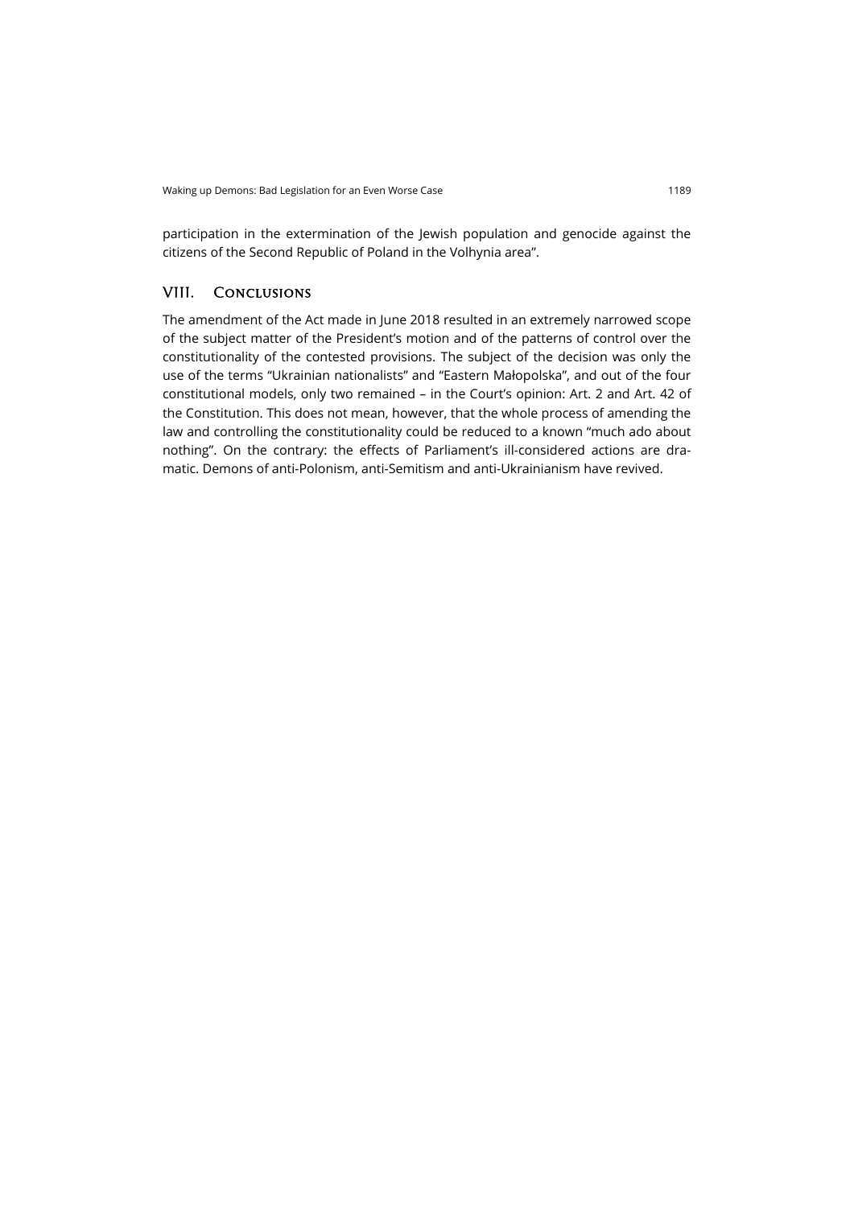participation in the extermination of the Jewish population and genocide against the citizens of the Second Republic of Poland in the Volhynia area".

## VIII. Conclusions

The amendment of the Act made in June 2018 resulted in an extremely narrowed scope of the subject matter of the President's motion and of the patterns of control over the constitutionality of the contested provisions. The subject of the decision was only the use of the terms "Ukrainian nationalists" and "Eastern Małopolska", and out of the four constitutional models, only two remained – in the Court's opinion: Art. 2 and Art. 42 of the Constitution. This does not mean, however, that the whole process of amending the law and controlling the constitutionality could be reduced to a known "much ado about nothing". On the contrary: the effects of Parliament's ill-considered actions are dramatic. Demons of anti-Polonism, anti-Semitism and anti-Ukrainianism have revived.